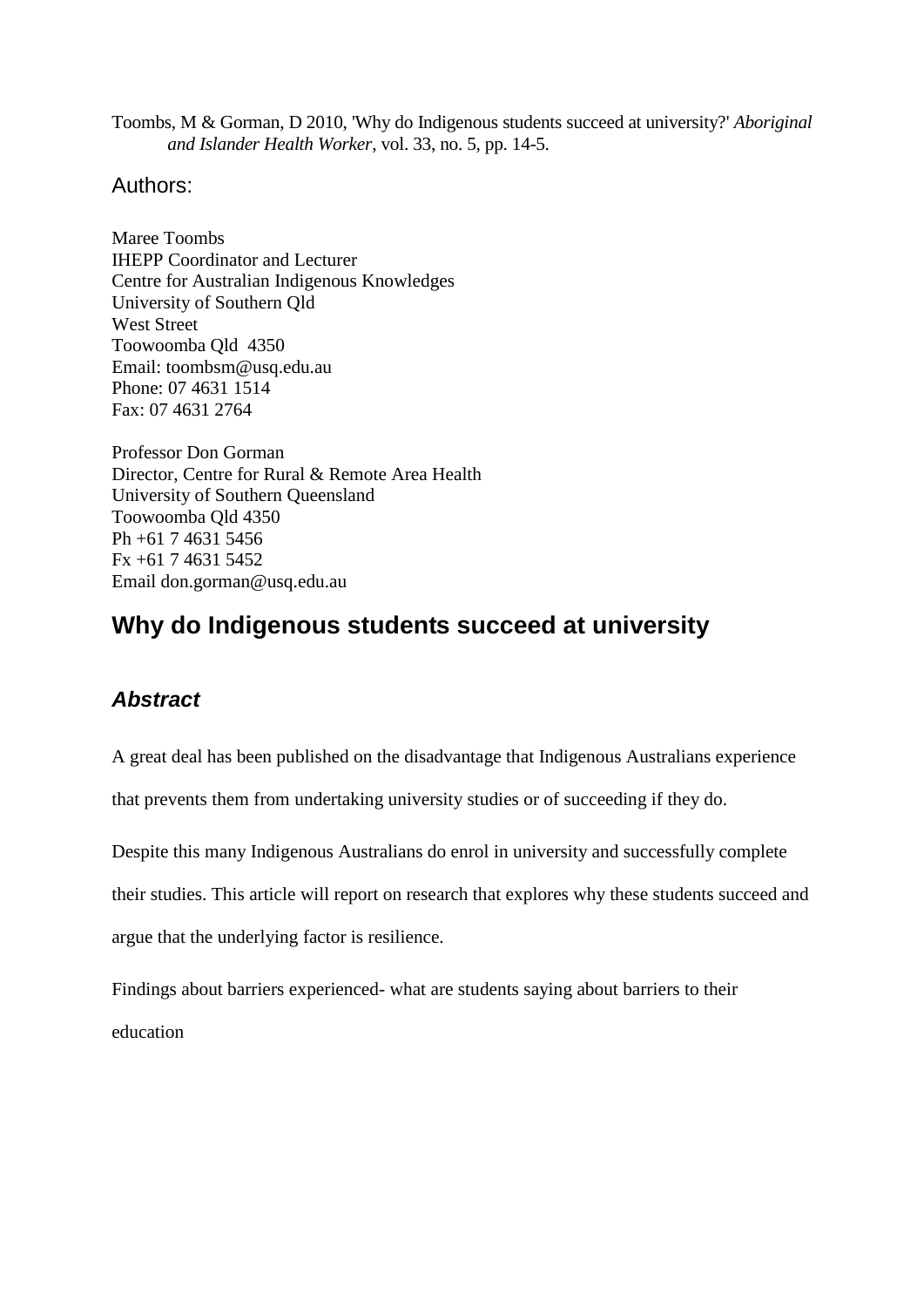Toombs, M & Gorman, D 2010, 'Why do Indigenous students succeed at university?' *Aboriginal and Islander Health Worker*, vol. 33, no. 5, pp. 14-5.

Authors:

Maree Toombs
IHEPP Coordinator and Lecturer
Centre for Australian Indigenous Knowledges
University of Southern Qld
West Street
Toowoomba Qld 4350
Email: toombsm@usq.edu.au
Phone: 07 4631 1514
Fax: 07 4631 2764

Professor Don Gorman
Director, Centre for Rural & Remote Area Health
University of Southern Queensland
Toowoomba Qld 4350
Ph +61 7 4631 5456
Fx +61 7 4631 5452
Email don.gorman@usq.edu.au

# Why do Indigenous students succeed at university

## *Abstract*

A great deal has been published on the disadvantage that Indigenous Australians experience that prevents them from undertaking university studies or of succeeding if they do.

Despite this many Indigenous Australians do enrol in university and successfully complete their studies. This article will report on research that explores why these students succeed and argue that the underlying factor is resilience.

Findings about barriers experienced- what are students saying about barriers to their education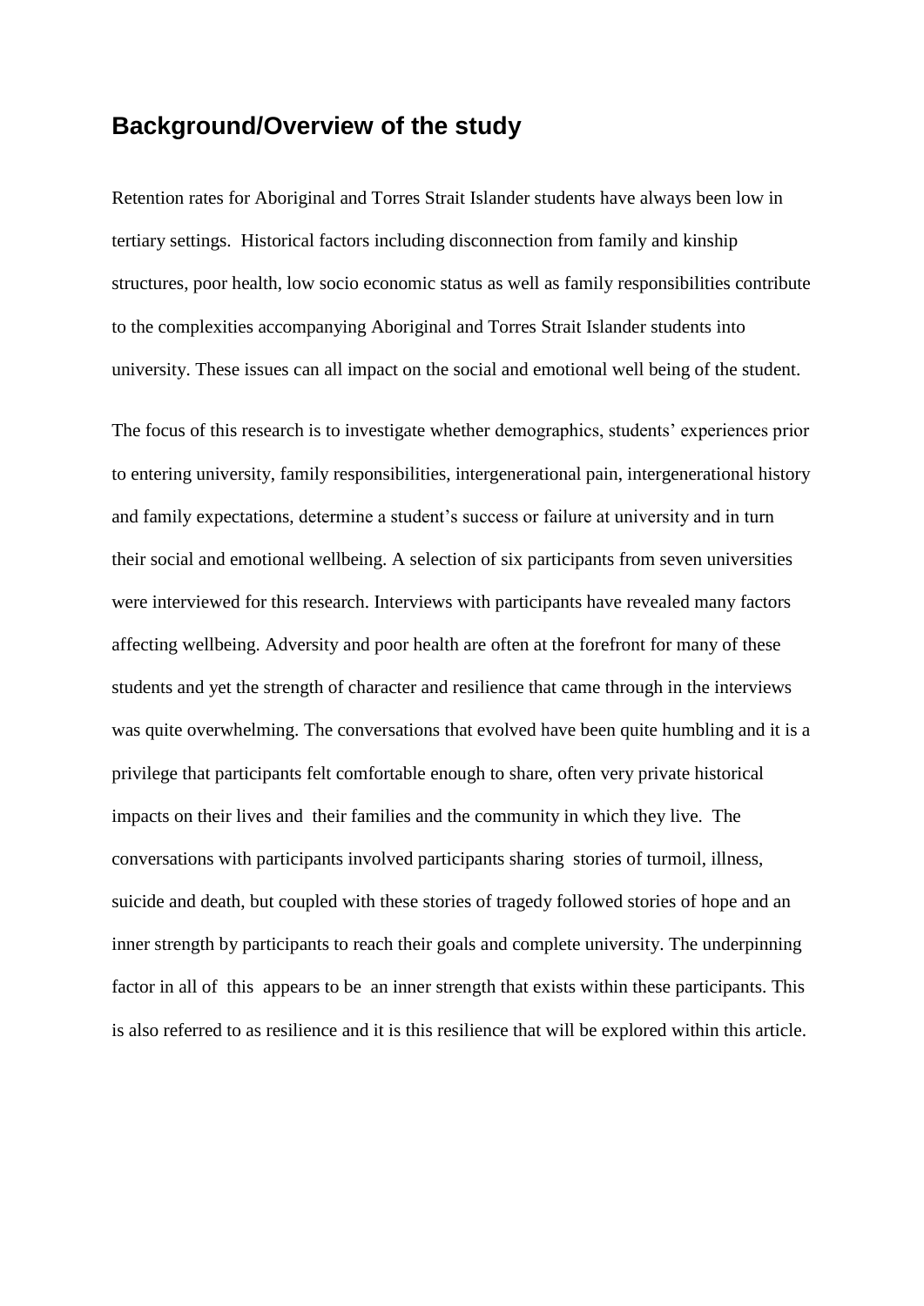## Background/Overview of the study

Retention rates for Aboriginal and Torres Strait Islander students have always been low in tertiary settings. Historical factors including disconnection from family and kinship structures, poor health, low socio economic status as well as family responsibilities contribute to the complexities accompanying Aboriginal and Torres Strait Islander students into university. These issues can all impact on the social and emotional well being of the student.

The focus of this research is to investigate whether demographics, students' experiences prior to entering university, family responsibilities, intergenerational pain, intergenerational history and family expectations, determine a student's success or failure at university and in turn their social and emotional wellbeing. A selection of six participants from seven universities were interviewed for this research. Interviews with participants have revealed many factors affecting wellbeing. Adversity and poor health are often at the forefront for many of these students and yet the strength of character and resilience that came through in the interviews was quite overwhelming. The conversations that evolved have been quite humbling and it is a privilege that participants felt comfortable enough to share, often very private historical impacts on their lives and their families and the community in which they live. The conversations with participants involved participants sharing stories of turmoil, illness, suicide and death, but coupled with these stories of tragedy followed stories of hope and an inner strength by participants to reach their goals and complete university. The underpinning factor in all of this appears to be an inner strength that exists within these participants. This is also referred to as resilience and it is this resilience that will be explored within this article.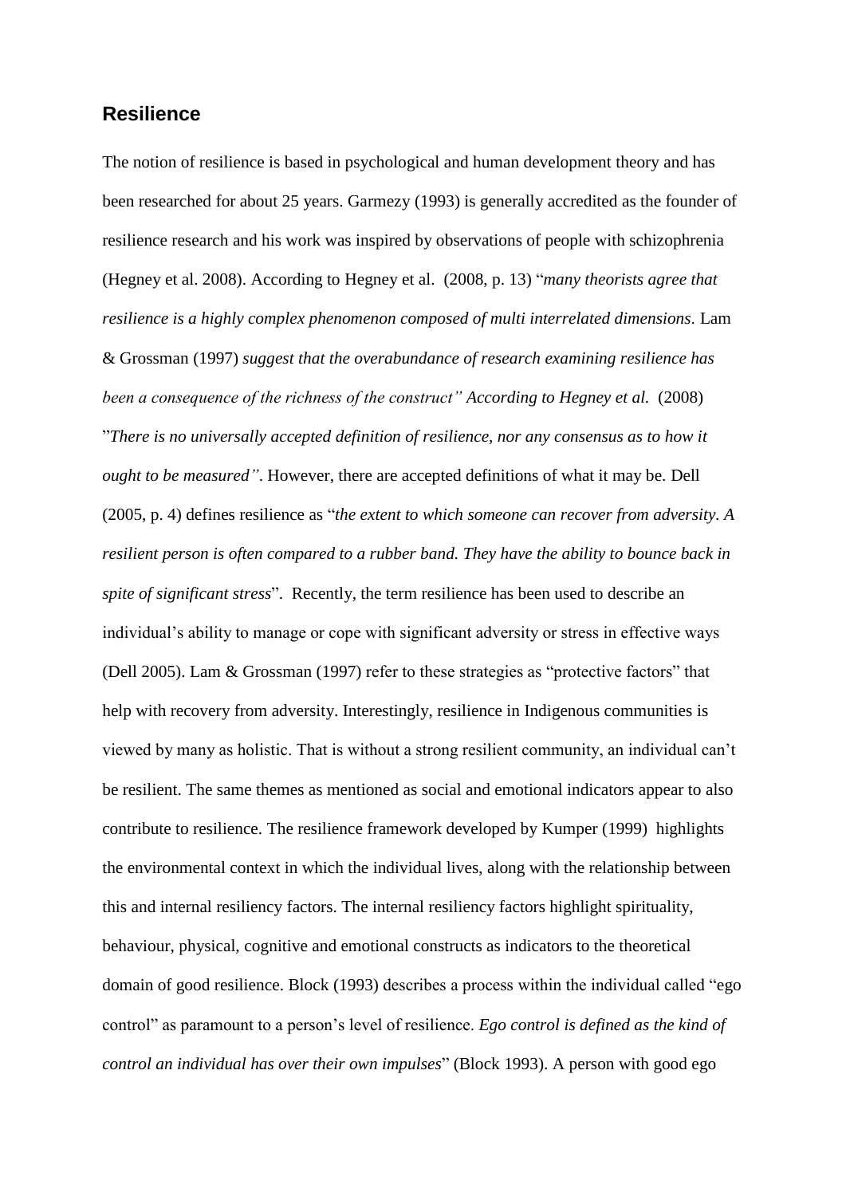## Resilience

The notion of resilience is based in psychological and human development theory and has been researched for about 25 years. Garmezy (1993) is generally accredited as the founder of resilience research and his work was inspired by observations of people with schizophrenia (Hegney et al. 2008). According to Hegney et al. (2008, p. 13) "*many theorists agree that resilience is a highly complex phenomenon composed of multi interrelated dimensions.* Lam & Grossman (1997) *suggest that the overabundance of research examining resilience has been a consequence of the richness of the construct" According to Hegney et al.* (2008) "*There is no universally accepted definition of resilience, nor any consensus as to how it ought to be measured"*. However, there are accepted definitions of what it may be. Dell (2005, p. 4) defines resilience as "*the extent to which someone can recover from adversity. A resilient person is often compared to a rubber band. They have the ability to bounce back in spite of significant stress*". Recently, the term resilience has been used to describe an individual's ability to manage or cope with significant adversity or stress in effective ways (Dell 2005). Lam & Grossman (1997) refer to these strategies as "protective factors" that help with recovery from adversity. Interestingly, resilience in Indigenous communities is viewed by many as holistic. That is without a strong resilient community, an individual can't be resilient. The same themes as mentioned as social and emotional indicators appear to also contribute to resilience. The resilience framework developed by Kumper (1999) highlights the environmental context in which the individual lives, along with the relationship between this and internal resiliency factors. The internal resiliency factors highlight spirituality, behaviour, physical, cognitive and emotional constructs as indicators to the theoretical domain of good resilience. Block (1993) describes a process within the individual called "ego control" as paramount to a person's level of resilience. *Ego control is defined as the kind of control an individual has over their own impulses*" (Block 1993). A person with good ego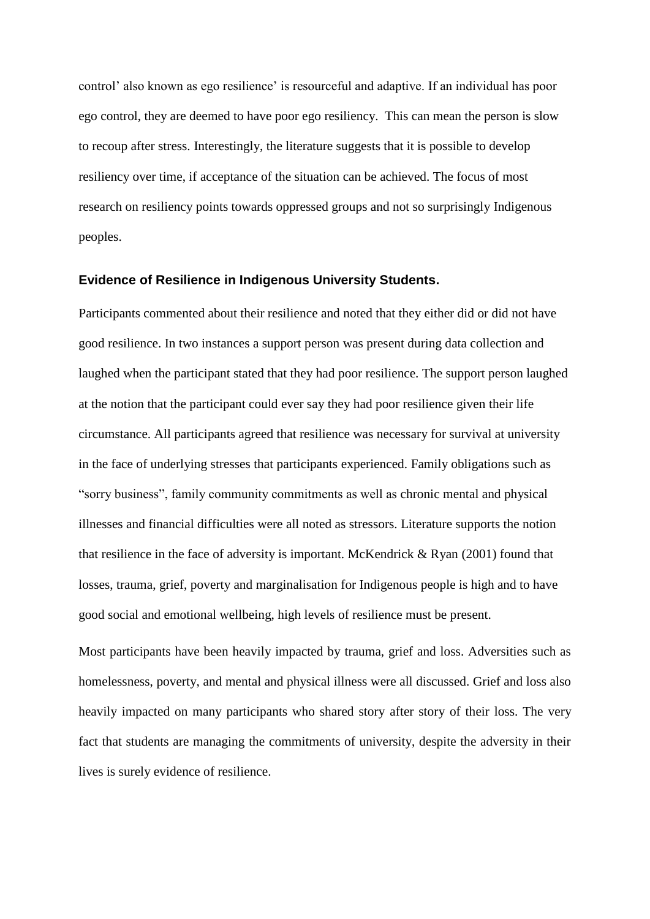control' also known as ego resilience' is resourceful and adaptive. If an individual has poor ego control, they are deemed to have poor ego resiliency. This can mean the person is slow to recoup after stress. Interestingly, the literature suggests that it is possible to develop resiliency over time, if acceptance of the situation can be achieved. The focus of most research on resiliency points towards oppressed groups and not so surprisingly Indigenous peoples.

### Evidence of Resilience in Indigenous University Students.

Participants commented about their resilience and noted that they either did or did not have good resilience. In two instances a support person was present during data collection and laughed when the participant stated that they had poor resilience. The support person laughed at the notion that the participant could ever say they had poor resilience given their life circumstance. All participants agreed that resilience was necessary for survival at university in the face of underlying stresses that participants experienced. Family obligations such as "sorry business", family community commitments as well as chronic mental and physical illnesses and financial difficulties were all noted as stressors. Literature supports the notion that resilience in the face of adversity is important. McKendrick & Ryan (2001) found that losses, trauma, grief, poverty and marginalisation for Indigenous people is high and to have good social and emotional wellbeing, high levels of resilience must be present.

Most participants have been heavily impacted by trauma, grief and loss. Adversities such as homelessness, poverty, and mental and physical illness were all discussed. Grief and loss also heavily impacted on many participants who shared story after story of their loss. The very fact that students are managing the commitments of university, despite the adversity in their lives is surely evidence of resilience.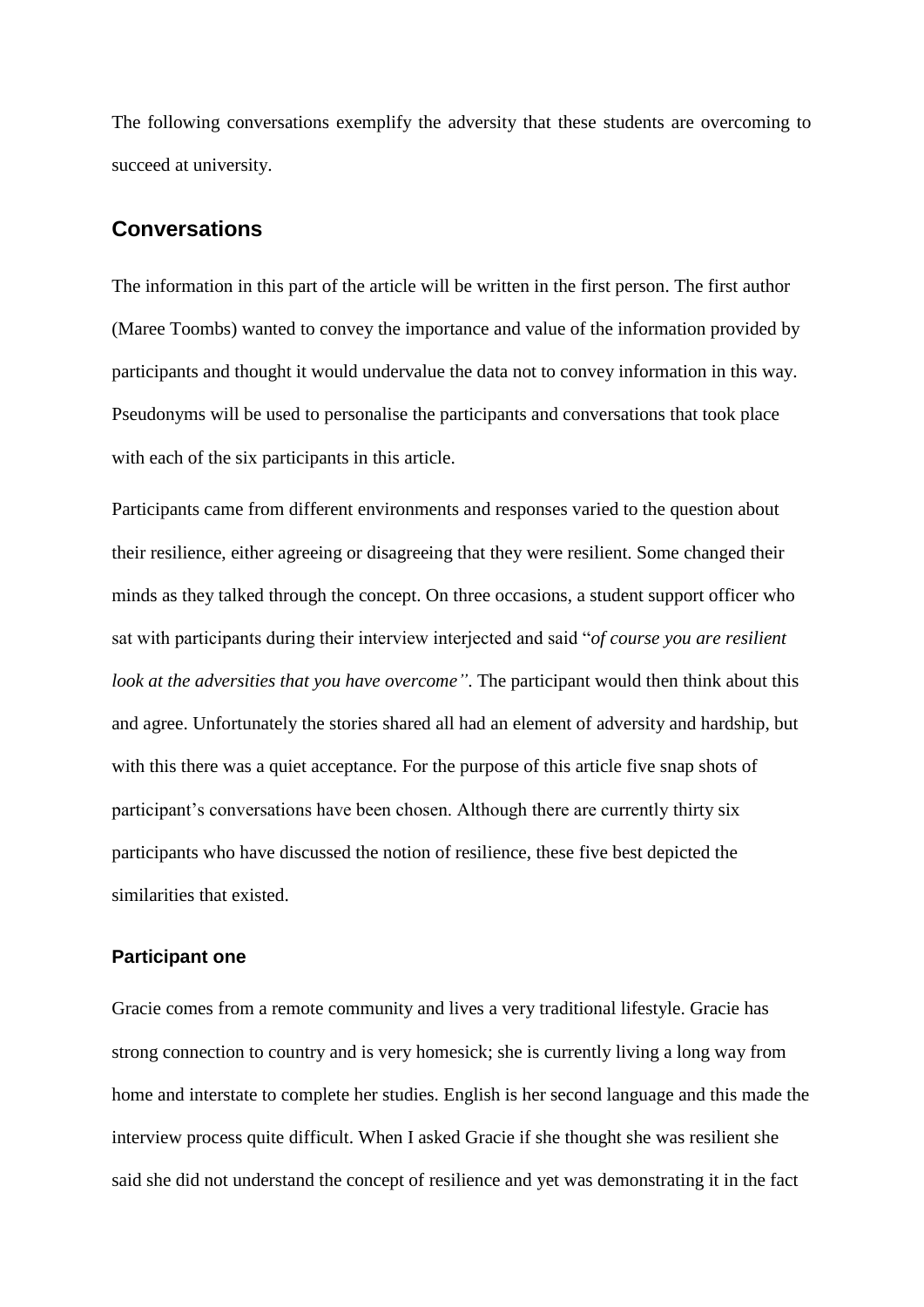The following conversations exemplify the adversity that these students are overcoming to succeed at university.

## Conversations

The information in this part of the article will be written in the first person. The first author (Maree Toombs) wanted to convey the importance and value of the information provided by participants and thought it would undervalue the data not to convey information in this way. Pseudonyms will be used to personalise the participants and conversations that took place with each of the six participants in this article.

Participants came from different environments and responses varied to the question about their resilience, either agreeing or disagreeing that they were resilient. Some changed their minds as they talked through the concept. On three occasions, a student support officer who sat with participants during their interview interjected and said "*of course you are resilient look at the adversities that you have overcome"*. The participant would then think about this and agree. Unfortunately the stories shared all had an element of adversity and hardship, but with this there was a quiet acceptance. For the purpose of this article five snap shots of participant's conversations have been chosen. Although there are currently thirty six participants who have discussed the notion of resilience, these five best depicted the similarities that existed.

### Participant one

Gracie comes from a remote community and lives a very traditional lifestyle. Gracie has strong connection to country and is very homesick; she is currently living a long way from home and interstate to complete her studies. English is her second language and this made the interview process quite difficult. When I asked Gracie if she thought she was resilient she said she did not understand the concept of resilience and yet was demonstrating it in the fact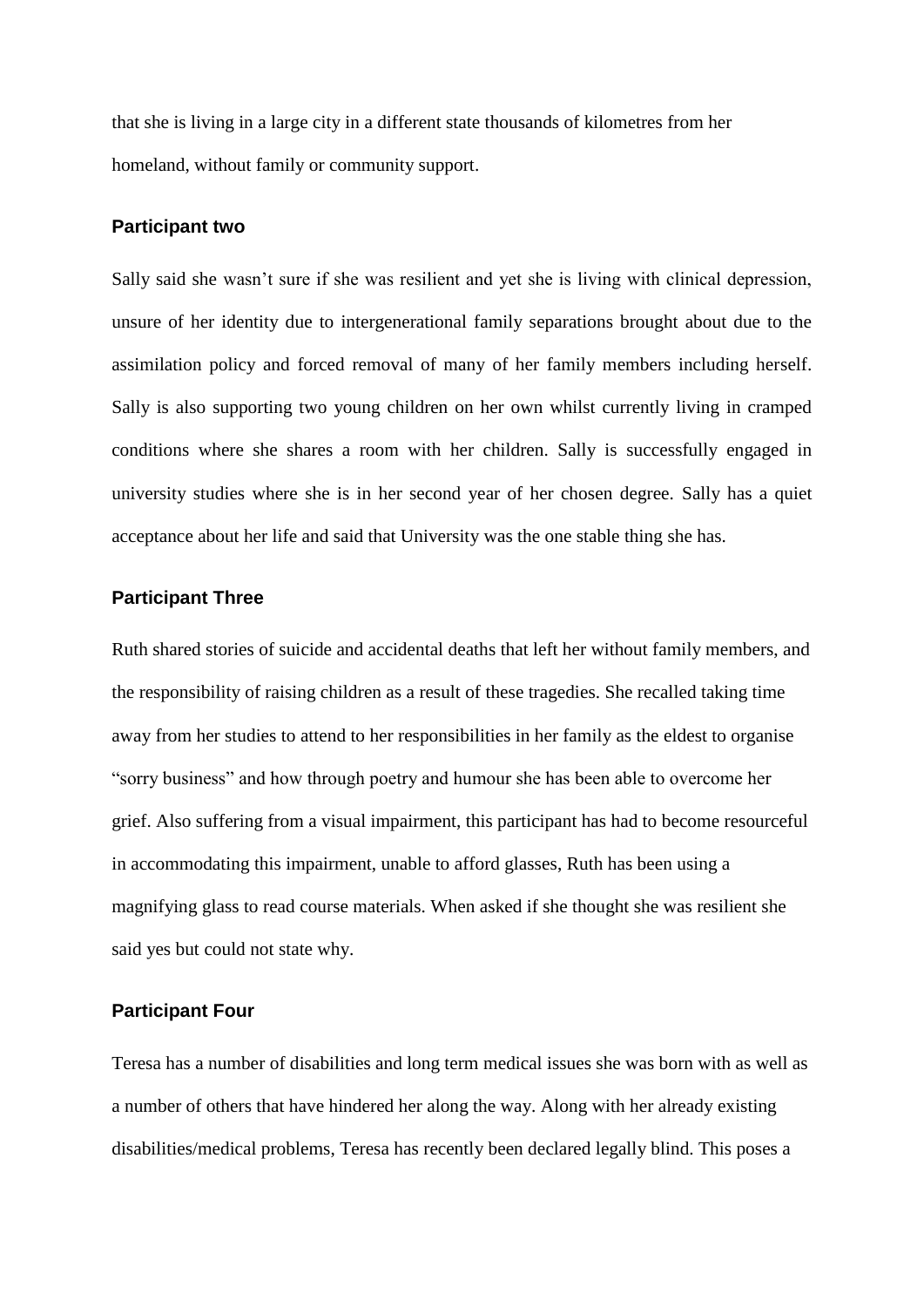that she is living in a large city in a different state thousands of kilometres from her homeland, without family or community support.

### Participant two

Sally said she wasn't sure if she was resilient and yet she is living with clinical depression, unsure of her identity due to intergenerational family separations brought about due to the assimilation policy and forced removal of many of her family members including herself. Sally is also supporting two young children on her own whilst currently living in cramped conditions where she shares a room with her children. Sally is successfully engaged in university studies where she is in her second year of her chosen degree. Sally has a quiet acceptance about her life and said that University was the one stable thing she has.

### Participant Three

Ruth shared stories of suicide and accidental deaths that left her without family members, and the responsibility of raising children as a result of these tragedies. She recalled taking time away from her studies to attend to her responsibilities in her family as the eldest to organise "sorry business" and how through poetry and humour she has been able to overcome her grief. Also suffering from a visual impairment, this participant has had to become resourceful in accommodating this impairment, unable to afford glasses, Ruth has been using a magnifying glass to read course materials. When asked if she thought she was resilient she said yes but could not state why.

### Participant Four

Teresa has a number of disabilities and long term medical issues she was born with as well as a number of others that have hindered her along the way. Along with her already existing disabilities/medical problems, Teresa has recently been declared legally blind. This poses a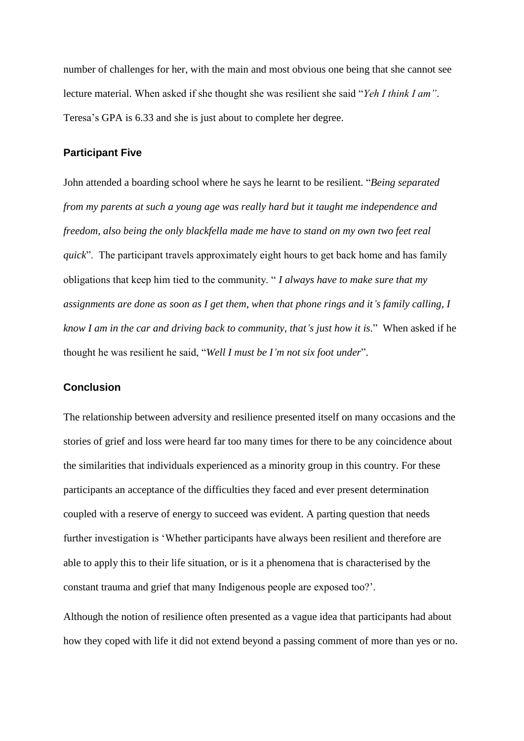number of challenges for her, with the main and most obvious one being that she cannot see lecture material. When asked if she thought she was resilient she said "*Yeh I think I am"*. Teresa's GPA is 6.33 and she is just about to complete her degree.

### Participant Five

John attended a boarding school where he says he learnt to be resilient. "*Being separated from my parents at such a young age was really hard but it taught me independence and freedom, also being the only blackfella made me have to stand on my own two feet real quick*". The participant travels approximately eight hours to get back home and has family obligations that keep him tied to the community. " *I always have to make sure that my assignments are done as soon as I get them, when that phone rings and it's family calling, I know I am in the car and driving back to community, that's just how it is*." When asked if he thought he was resilient he said, "*Well I must be I'm not six foot under*".

### Conclusion

The relationship between adversity and resilience presented itself on many occasions and the stories of grief and loss were heard far too many times for there to be any coincidence about the similarities that individuals experienced as a minority group in this country. For these participants an acceptance of the difficulties they faced and ever present determination coupled with a reserve of energy to succeed was evident. A parting question that needs further investigation is 'Whether participants have always been resilient and therefore are able to apply this to their life situation, or is it a phenomena that is characterised by the constant trauma and grief that many Indigenous people are exposed too?'.

Although the notion of resilience often presented as a vague idea that participants had about how they coped with life it did not extend beyond a passing comment of more than yes or no.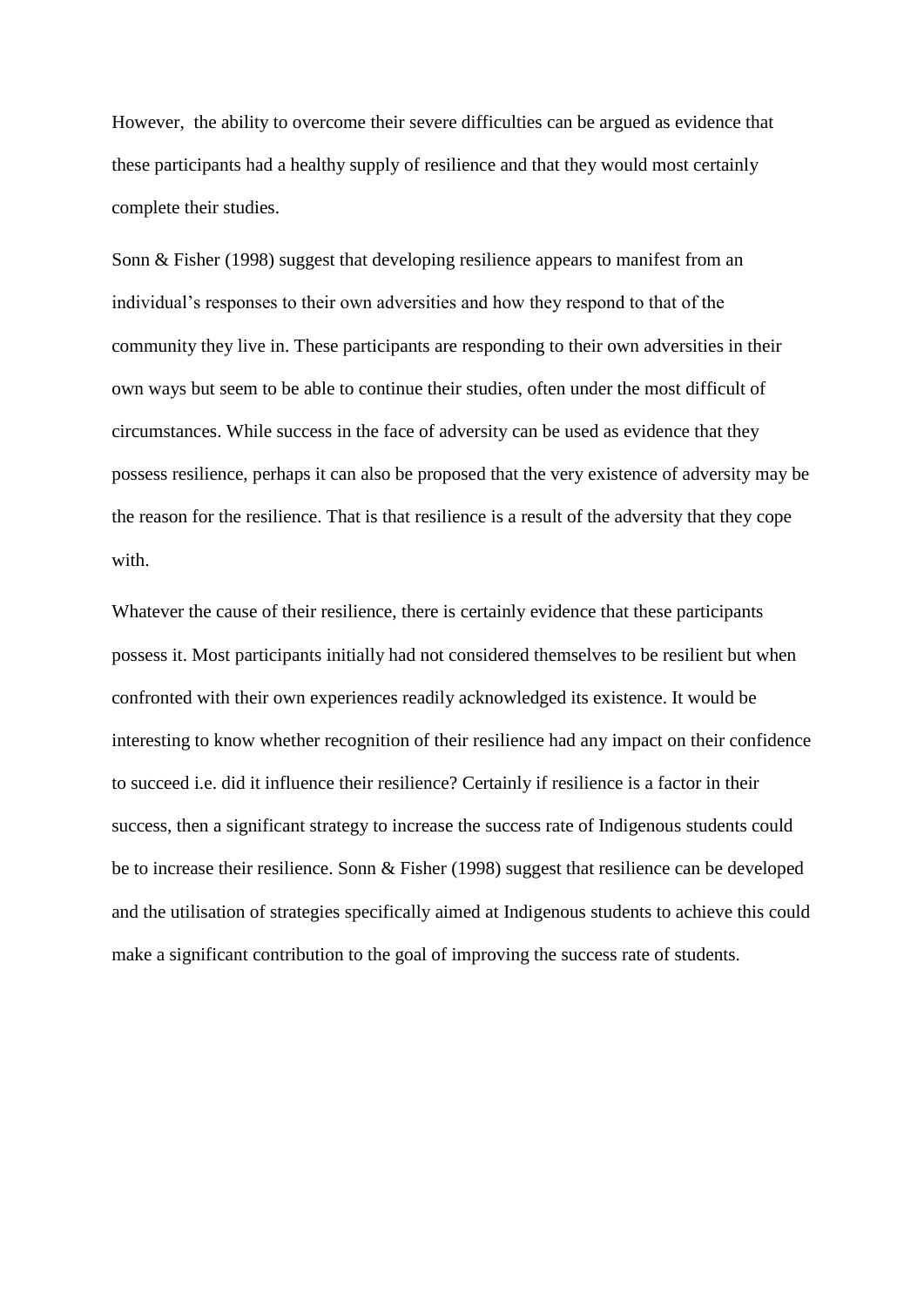However, the ability to overcome their severe difficulties can be argued as evidence that these participants had a healthy supply of resilience and that they would most certainly complete their studies.

Sonn & Fisher (1998) suggest that developing resilience appears to manifest from an individual's responses to their own adversities and how they respond to that of the community they live in. These participants are responding to their own adversities in their own ways but seem to be able to continue their studies, often under the most difficult of circumstances. While success in the face of adversity can be used as evidence that they possess resilience, perhaps it can also be proposed that the very existence of adversity may be the reason for the resilience. That is that resilience is a result of the adversity that they cope with.

Whatever the cause of their resilience, there is certainly evidence that these participants possess it. Most participants initially had not considered themselves to be resilient but when confronted with their own experiences readily acknowledged its existence. It would be interesting to know whether recognition of their resilience had any impact on their confidence to succeed i.e. did it influence their resilience? Certainly if resilience is a factor in their success, then a significant strategy to increase the success rate of Indigenous students could be to increase their resilience. Sonn & Fisher (1998) suggest that resilience can be developed and the utilisation of strategies specifically aimed at Indigenous students to achieve this could make a significant contribution to the goal of improving the success rate of students.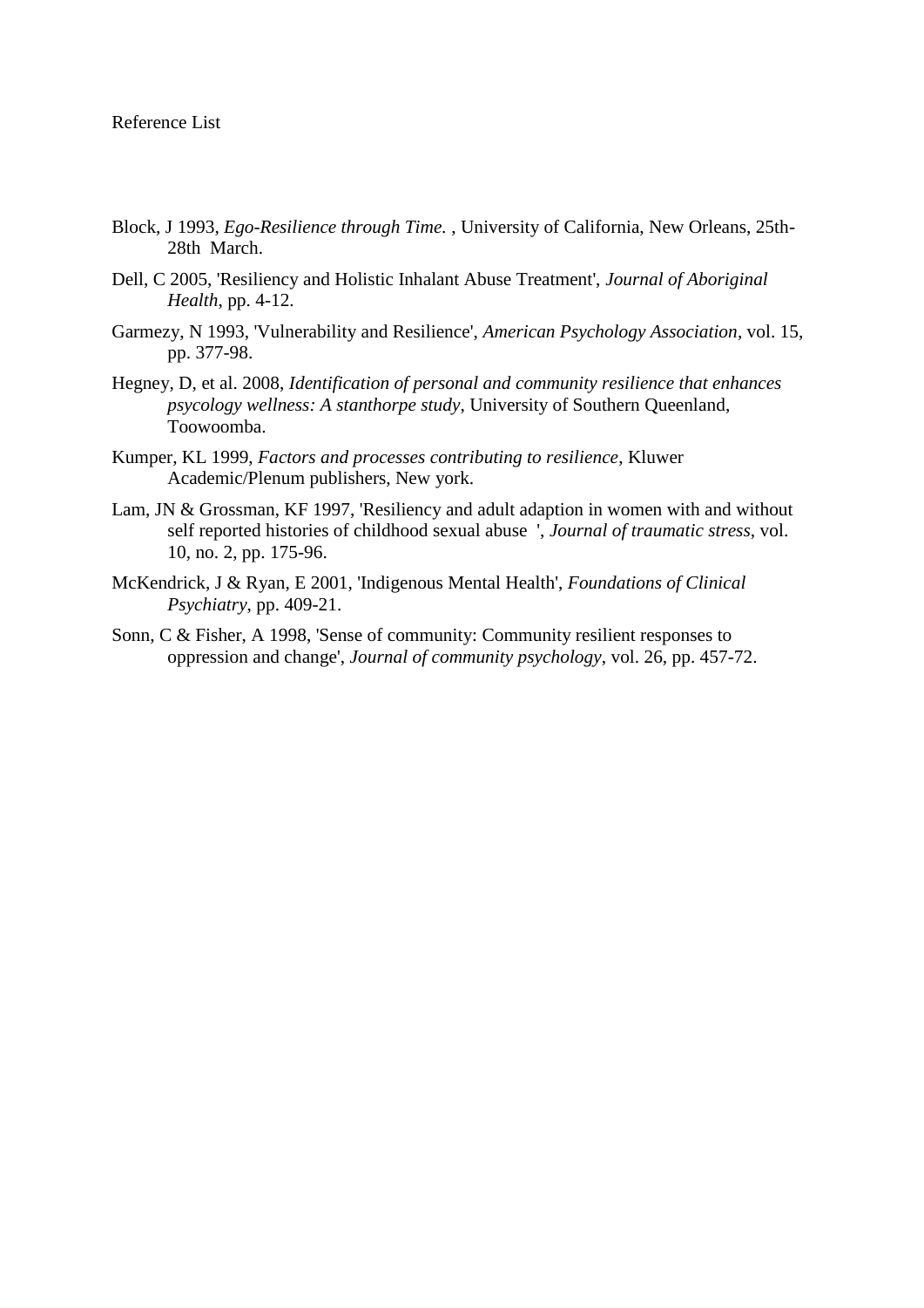Reference List

Block, J 1993, *Ego-Resilience through Time.* , University of California, New Orleans, 25th-28th March.

Dell, C 2005, 'Resiliency and Holistic Inhalant Abuse Treatment', *Journal of Aboriginal Health*, pp. 4-12.

Garmezy, N 1993, 'Vulnerability and Resilience', *American Psychology Association*, vol. 15, pp. 377-98.

Hegney, D, et al. 2008, *Identification of personal and community resilience that enhances psycology wellness: A stanthorpe study*, University of Southern Queenland, Toowoomba.

Kumper, KL 1999, *Factors and processes contributing to resilience*, Kluwer Academic/Plenum publishers, New york.

Lam, JN & Grossman, KF 1997, 'Resiliency and adult adaption in women with and without self reported histories of childhood sexual abuse ', *Journal of traumatic stress*, vol. 10, no. 2, pp. 175-96.

McKendrick, J & Ryan, E 2001, 'Indigenous Mental Health', *Foundations of Clinical Psychiatry*, pp. 409-21.

Sonn, C & Fisher, A 1998, 'Sense of community: Community resilient responses to oppression and change', *Journal of community psychology*, vol. 26, pp. 457-72.